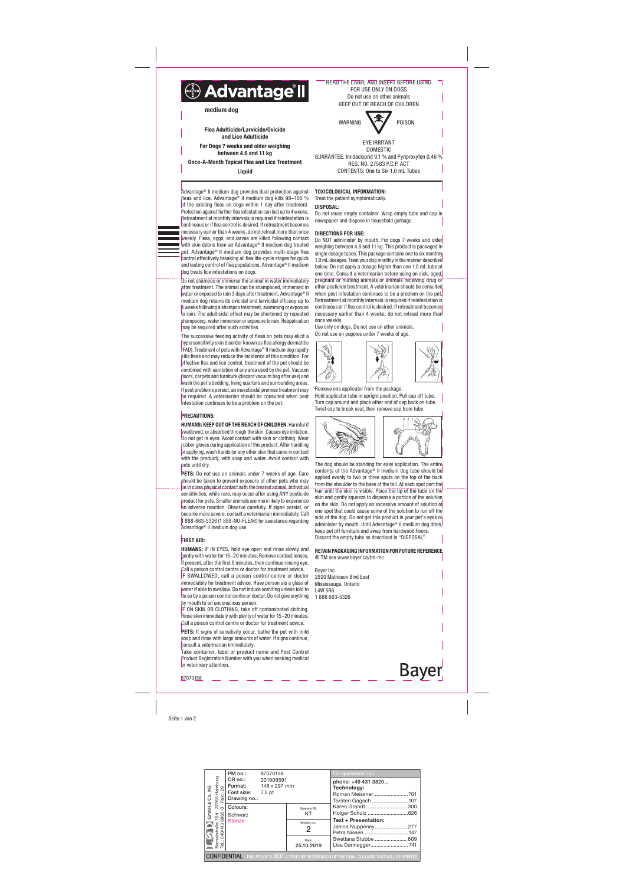# Advantage® II

**medium dog**

**Flea Adulticide/Larvicide/Ovicide and Lice Adulticide**

**For Dogs 7 weeks and older weighing between 4.6 and 11 kg**

**Once-A-Month Topical Flea and Lice Treatment**

**Liquid**

READ THE LABEL AND INSERT BEFORE USING
FOR USE ONLY ON DOGS
Do not use on other animals
KEEP OUT OF REACH OF CHILDREN

WARNING POISON

EYE IRRITANT
DOMESTIC
GUARANTEE: Imidacloprid 9.1 % and Pyriproxyfen 0.46 %
REG. NO. 27583 P.C.P. ACT
CONTENTS: One to Six 1.0 mL Tubes

Advantage® II medium dog provides dual protection against fleas and lice. Advantage® II medium dog kills 98–100 % of the existing fleas on dogs within 1 day after treatment. Protection against further flea infestation can last up to 4 weeks. Retreatment at monthly intervals is required if reinfestation is continuous or if flea control is desired. If retreatment becomes necessary earlier than 4 weeks, do not retreat more than once weekly. Fleas, eggs, and larvae are killed following contact with skin debris from an Advantage® II medium dog treated pet. Advantage® II medium dog provides multi-stage flea control effectively breaking all flea life-cycle stages for quick and lasting control of flea populations. Advantage® II medium dog treats lice infestations on dogs.

Do not shampoo or immerse the animal in water immediately after treatment. The animal can be shampooed, immersed in water or exposed to rain 3 days after treatment. Advantage® II medium dog retains its ovicidal and larvicidal efficacy up to 4 weeks following a shampoo treatment, swimming or exposure to rain. The adulticidal effect may be shortened by repeated shampooing, water immersion or exposure to rain. Reapplication may be required after such activities.

The successive feeding activity of fleas on pets may elicit a hypersensitivity skin disorder known as flea allergy dermatitis (FAD). Treatment of pets with Advantage® II medium dog rapidly kills fleas and may reduce the incidence of this condition. For effective flea and lice control, treatment of the pet should be combined with sanitation of any area used by the pet. Vacuum floors, carpets and furniture (discard vacuum bag after use) and wash the pet's bedding, living quarters and surrounding areas. If pest problems persist, an insecticidal premise treatment may be required. A veterinarian should be consulted when pest infestation continues to be a problem on the pet.

## PRECAUTIONS:

**HUMANS: KEEP OUT OF THE REACH OF CHILDREN.** Harmful if swallowed, or absorbed through the skin. Causes eye irritation. Do not get in eyes. Avoid contact with skin or clothing. Wear rubber gloves during application of this product. After handling or applying, wash hands (or any other skin that came in contact with the product), with soap and water. Avoid contact with pets until dry.

**PETS:** Do not use on animals under 7 weeks of age. Care should be taken to prevent exposure of other pets who may be in close physical contact with the treated animal. Individual sensitivities, while rare, may occur after using ANY pesticide product for pets. Smaller animals are more likely to experience an adverse reaction. Observe carefully. If signs persist, or become more severe, consult a veterinarian immediately. Call 1 888-663-5326 (1 888-NO-FLEA6) for assistance regarding Advantage® II medium dog use.

## FIRST AID:

**HUMANS:** IF IN EYES, hold eye open and rinse slowly and gently with water for 15–20 minutes. Remove contact lenses, if present, after the first 5 minutes, then continue rinsing eye. Call a poison control centre or doctor for treatment advice.
IF SWALLOWED, call a poison control centre or doctor immediately for treatment advice. Have person sip a glass of water if able to swallow. Do not induce vomiting unless told to do so by a poison control centre or doctor. Do not give anything by mouth to an unconscious person.
IF ON SKIN OR CLOTHING, take off contaminated clothing. Rinse skin immediately with plenty of water for 15–20 minutes. Call a poison control centre or doctor for treatment advice.

**PETS:** If signs of sensitivity occur, bathe the pet with mild soap and rinse with large amounts of water. If signs continue, consult a veterinarian immediately.
Take container, label or product name and Pest Control Product Registration Number with you when seeking medical or veterinary attention.

**TOXICOLOGICAL INFORMATION:**
Treat the patient symptomatically.

**DISPOSAL:**
Do not reuse empty container. Wrap empty tube and cap in newspaper and dispose in household garbage.

**DIRECTIONS FOR USE:**
Do NOT administer by mouth. For dogs 7 weeks and older weighing between 4.6 and 11 kg. This product is packaged in single dosage tubes. This package contains one to six monthly 1.0 mL dosages. Treat your dog monthly in the manner described below. Do not apply a dosage higher than one 1.0 mL tube at one time. Consult a veterinarian before using on sick, aged, pregnant or nursing animals or animals receiving drug or other pesticide treatment. A veterinarian should be consulted when pest infestation continues to be a problem on the pet. Retreatment at monthly intervals is required if reinfestation is continuous or if flea control is desired. If retreatment becomes necessary earlier than 4 weeks, do not retreat more than once weekly.
Use only on dogs. Do not use on other animals.
Do not use on puppies under 7 weeks of age.

Remove one applicator from the package.
Hold applicator tube in upright position. Pull cap off tube.
Turn cap around and place other end of cap back on tube.
Twist cap to break seal, then remove cap from tube.

The dog should be standing for easy application. The entire contents of the Advantage® II medium dog tube should be applied evenly to two or three spots on the top of the back from the shoulder to the base of the tail. At each spot part the hair until the skin is visible. Place the tip of the tube on the skin and gently squeeze to dispense a portion of the solution on the skin. Do not apply an excessive amount of solution at one spot that could cause some of the solution to run off the side of the dog. Do not get this product in your pet's eyes or administer by mouth. Until Advantage® II medium dog dries, keep pet off furniture and away from hardwood floors. Discard the empty tube as described in "DISPOSAL".

**RETAIN PACKAGING INFORMATION FOR FUTURE REFERENCE**
® TM see www.bayer.ca/tm-mc

Bayer Inc.
2920 Matheson Blvd East
Mississauga, Ontario
L4W 5R6
1 888 663-5326

Bayer

87070158

Seite 1 von 2

| | | | For questions call |
|---|---|---|---|
| PM no.: 87070158 | | | phone: +49 431 3820... |
| CR no.: 201909591 | | | **Technology:** |
| Format: 148 x 297 mm | | | Roman Meissner.......761 |
| Font size: 7,5 pt | | | Torsten Gagsch.......107 |
| Drawing no.: | | | Karen Grandt.......300 |
| Colours: Schwarz, Stanze | Operator ID: KT | | Holger Schulz.......626 |
| | Version no.: 2 | | **Text + Presentation:** Janina Nuppeney.......277 |
| | | | Petra Nissen.......147 |
| | Date: 25.10.2019 | | Swetlana Stobbe.......609 |
| | | | Lisa Dannegger.......741 |

SDS GmbH & Co. KG, Borselstraße 16d, 22765 Hamburg, Tel.: 040/43 38 65-0, Fax: -29

CONFIDENTIAL – THIS PROOF IS NOT A TRUE REPRESENTATION OF THE FINAL COLOURS THAT WILL BE PRINTED.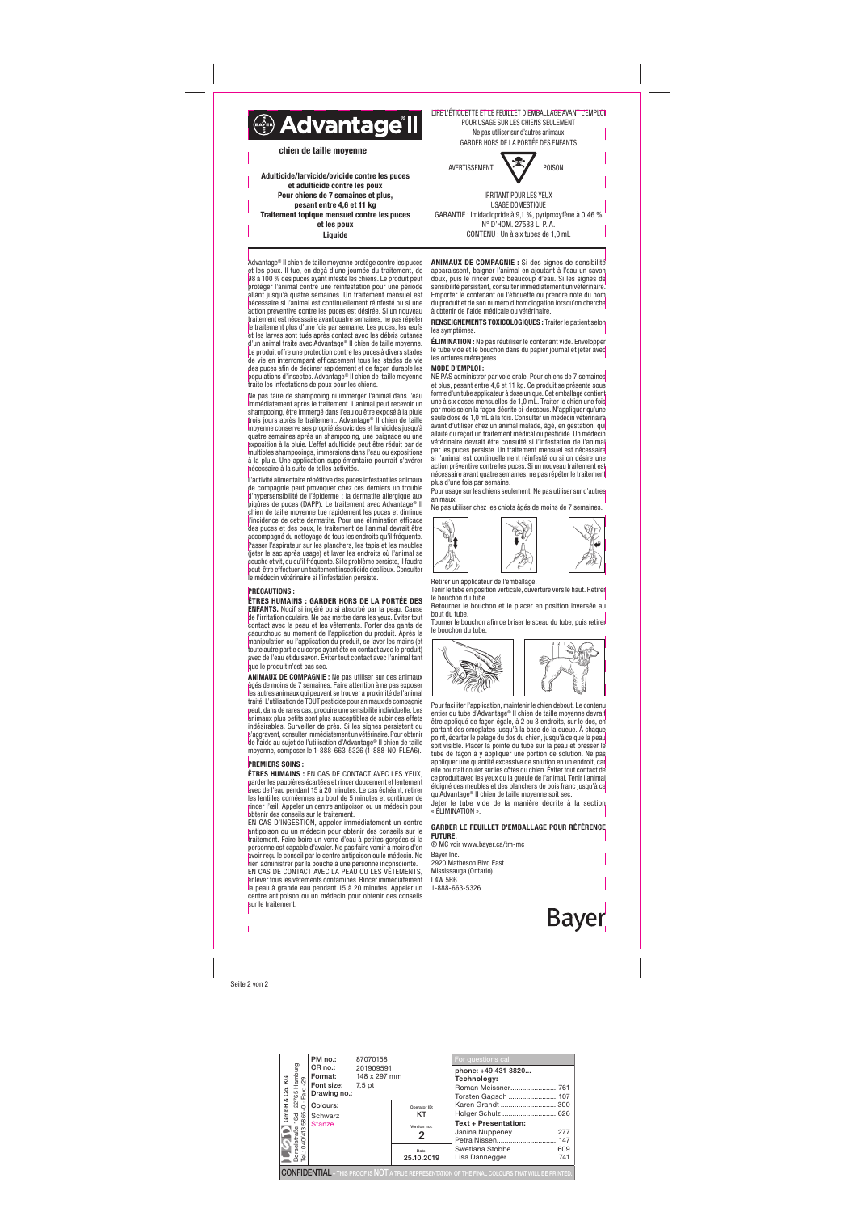# Advantage® II

**chien de taille moyenne**

**Adulticide/larvicide/ovicide contre les puces et adulticide contre les poux**
**Pour chiens de 7 semaines et plus, pesant entre 4,6 et 11 kg**
**Traitement topique mensuel contre les puces et les poux**
**Liquide**

LIRE L'ÉTIQUETTE ET LE FEUILLET D'EMBALLAGE AVANT L'EMPLOI
POUR USAGE SUR LES CHIENS SEULEMENT
Ne pas utiliser sur d'autres animaux
GARDER HORS DE LA PORTÉE DES ENFANTS

AVERTISSEMENT POISON

IRRITANT POUR LES YEUX
USAGE DOMESTIQUE
GARANTIE : Imidaclopride à 9,1 %, pyriproxyfène à 0,46 %
N° D'HOM. 27583 L. P. A.
CONTENU : Un à six tubes de 1,0 mL

Advantage® II chien de taille moyenne protège contre les puces et les poux. Il tue, en deçà d'une journée du traitement, de 98 à 100 % des puces ayant infesté les chiens. Le produit peut protéger l'animal contre une réinfestation pour une période allant jusqu'à quatre semaines. Un traitement mensuel est nécessaire si l'animal est continuellement réinfesté ou si une action préventive contre les puces est désirée. Si un nouveau traitement est nécessaire avant quatre semaines, ne pas répéter le traitement plus d'une fois par semaine. Les puces, les œufs et les larves sont tués après contact avec les débris cutanés d'un animal traité avec Advantage® II chien de taille moyenne. Le produit offre une protection contre les puces à divers stades de vie en interrompant efficacement tous les stades de vie des puces afin de décimer rapidement et de façon durable les populations d'insectes. Advantage® II chien de taille moyenne traite les infestations de poux pour les chiens.

Ne pas faire de shampooing ni immerger l'animal dans l'eau immédiatement après le traitement. L'animal peut recevoir un shampooing, être immergé dans l'eau ou être exposé à la pluie trois jours après le traitement. Advantage® II chien de taille moyenne conserve ses propriétés ovicides et larvicides jusqu'à quatre semaines après un shampooing, une baignade ou une exposition à la pluie. L'effet adulticide peut être réduit par de multiples shampooings, immersions dans l'eau ou expositions à la pluie. Une application supplémentaire pourrait s'avérer nécessaire à la suite de telles activités.

L'activité alimentaire répétitive des puces infestant les animaux de compagnie peut provoquer chez ces derniers un trouble d'hypersensibilité de l'épiderme : la dermatite allergique aux piqûres de puces (DAPP). Le traitement avec Advantage® II chien de taille moyenne tue rapidement les puces et diminue l'incidence de cette dermatite. Pour une élimination efficace des puces et des poux, le traitement de l'animal devrait être accompagné du nettoyage de tous les endroits qu'il fréquente. Passer l'aspirateur sur les planchers, les tapis et les meubles (jeter le sac après usage) et laver les endroits où l'animal se couche et vit, ou qu'il fréquente. Si le problème persiste, il faudra peut-être effectuer un traitement insecticide des lieux. Consulter le médecin vétérinaire si l'infestation persiste.

## PRÉCAUTIONS :

**ÊTRES HUMAINS : GARDER HORS DE LA PORTÉE DES ENFANTS.** Nocif si ingéré ou si absorbé par la peau. Cause de l'irritation oculaire. Ne pas mettre dans les yeux. Éviter tout contact avec la peau et les vêtements. Porter des gants de caoutchouc au moment de l'application du produit. Après la manipulation ou l'application du produit, se laver les mains (et toute autre partie du corps ayant été en contact avec le produit) avec de l'eau et du savon. Éviter tout contact avec l'animal tant que le produit n'est pas sec.

**ANIMAUX DE COMPAGNIE :** Ne pas utiliser sur des animaux âgés de moins de 7 semaines. Faire attention à ne pas exposer les autres animaux qui peuvent se trouver à proximité de l'animal traité. L'utilisation de TOUT pesticide pour animaux de compagnie peut, dans de rares cas, produire une sensibilité individuelle. Les animaux plus petits sont plus susceptibles de subir des effets indésirables. Surveiller de près. Si les signes persistent ou s'aggravent, consulter immédiatement un vétérinaire. Pour obtenir de l'aide au sujet de l'utilisation d'Advantage® II chien de taille moyenne, composer le 1-888-663-5326 (1-888-NO-FLEA6).

## PREMIERS SOINS :

**ÊTRES HUMAINS :** EN CAS DE CONTACT AVEC LES YEUX, garder les paupières écartées et rincer doucement et lentement avec de l'eau pendant 15 à 20 minutes. Le cas échéant, retirer les lentilles cornéennes au bout de 5 minutes et continuer de rincer l'œil. Appeler un centre antipoison ou un médecin pour obtenir des conseils sur le traitement.

EN CAS D'INGESTION, appeler immédiatement un centre antipoison ou un médecin pour obtenir des conseils sur le traitement. Faire boire un verre d'eau à petites gorgées si la personne est capable d'avaler. Ne pas faire vomir à moins d'en avoir reçu le conseil par le centre antipoison ou le médecin. Ne rien administrer par la bouche à une personne inconsciente.

EN CAS DE CONTACT AVEC LA PEAU OU LES VÊTEMENTS, enlever tous les vêtements contaminés. Rincer immédiatement la peau à grande eau pendant 15 à 20 minutes. Appeler un centre antipoison ou un médecin pour obtenir des conseils sur le traitement.

**ANIMAUX DE COMPAGNIE :** Si des signes de sensibilité apparaissent, baigner l'animal en ajoutant à l'eau un savon doux, puis le rincer avec beaucoup d'eau. Si les signes de sensibilité persistent, consulter immédiatement un vétérinaire. Emporter le contenant ou l'étiquette ou prendre note du nom du produit et de son numéro d'homologation lorsqu'on cherche à obtenir de l'aide médicale ou vétérinaire.

**RENSEIGNEMENTS TOXICOLOGIQUES :** Traiter le patient selon les symptômes.

**ÉLIMINATION :** Ne pas réutiliser le contenant vide. Envelopper le tube vide et le bouchon dans du papier journal et jeter avec les ordures ménagères.

## MODE D'EMPLOI :

NE PAS administrer par voie orale. Pour chiens de 7 semaines et plus, pesant entre 4,6 et 11 kg. Ce produit se présente sous forme d'un tube applicateur à dose unique. Cet emballage contient une à six doses mensuelles de 1,0 mL. Traiter le chien une fois par mois selon la façon décrite ci-dessous. N'appliquer qu'une seule dose de 1,0 mL à la fois. Consulter un médecin vétérinaire avant d'utiliser chez un animal malade, âgé, en gestation, qui allaite ou reçoit un traitement médical ou pesticide. Un médecin vétérinaire devrait être consulté si l'infestation de l'animal par les puces persiste. Un traitement mensuel est nécessaire si l'animal est continuellement réinfesté ou si on désire une action préventive contre les puces. Si un nouveau traitement est nécessaire avant quatre semaines, ne pas répéter le traitement plus d'une fois par semaine.

Pour usage sur les chiens seulement. Ne pas utiliser sur d'autres animaux.

Ne pas utiliser chez les chiots âgés de moins de 7 semaines.

Retirer un applicateur de l'emballage.

Tenir le tube en position verticale, ouverture vers le haut. Retirer le bouchon du tube.

Retourner le bouchon et le placer en position inversée au bout du tube.

Tourner le bouchon afin de briser le sceau du tube, puis retirer le bouchon du tube.

Pour faciliter l'application, maintenir le chien debout. Le contenu entier du tube d'Advantage® II chien de taille moyenne devrait être appliqué de façon égale, à 2 ou 3 endroits, sur le dos, en partant des omoplates jusqu'à la base de la queue. À chaque point, écarter le pelage du dos du chien, jusqu'à ce que la peau soit visible. Placer la pointe du tube sur la peau et presser le tube de façon à y appliquer une portion de solution. Ne pas appliquer une quantité excessive de solution en un endroit, car elle pourrait couler sur les côtés du chien. Éviter tout contact de ce produit avec les yeux ou la gueule de l'animal. Tenir l'animal éloigné des meubles et des planchers de bois franc jusqu'à ce qu'Advantage® II chien de taille moyenne soit sec.

Jeter le tube vide de la manière décrite à la section « ÉLIMINATION ».

**GARDER LE FEUILLET D'EMBALLAGE POUR RÉFÉRENCE FUTURE.**

® MC voir www.bayer.ca/tm-mc

Bayer Inc.
2920 Matheson Blvd East
Mississauga (Ontario)
L4W 5R6
1-888-663-5326

Bayer

| | | | |
|---|---|---|---|
| PM no.: 87070158 | | | For questions call |
| CR no.: 201909591 | | | phone: +49 431 3820... |
| Format: 148 x 297 mm | | | **Technology:** |
| Font size: 7,5 pt | | | Roman Meissner.........761 |
| Drawing no.: | | | Torsten Gagsch.........107 |
| Colours: Schwarz, Stanze | Operator ID: KT | | Karen Grandt.........300 |
| | | | Holger Schulz.........626 |
| | Version no.: 2 | | **Text + Presentation:** |
| | | | Janina Nuppeney.........277 |
| | | | Petra Nissen.........147 |
| | Date: 25.10.2019 | | Swetlana Stobbe.........609 |
| | | | Lisa Dannegger.........741 |

GmbH & Co. KG, Borsteler Chaussee... 22765 Hamburg, Tel.: 040/413 3695-0, Fax: -29

CONFIDENTIAL - THIS PROOF IS NOT A TRUE REPRESENTATION OF THE FINAL COLOURS THAT WILL BE PRINTED.